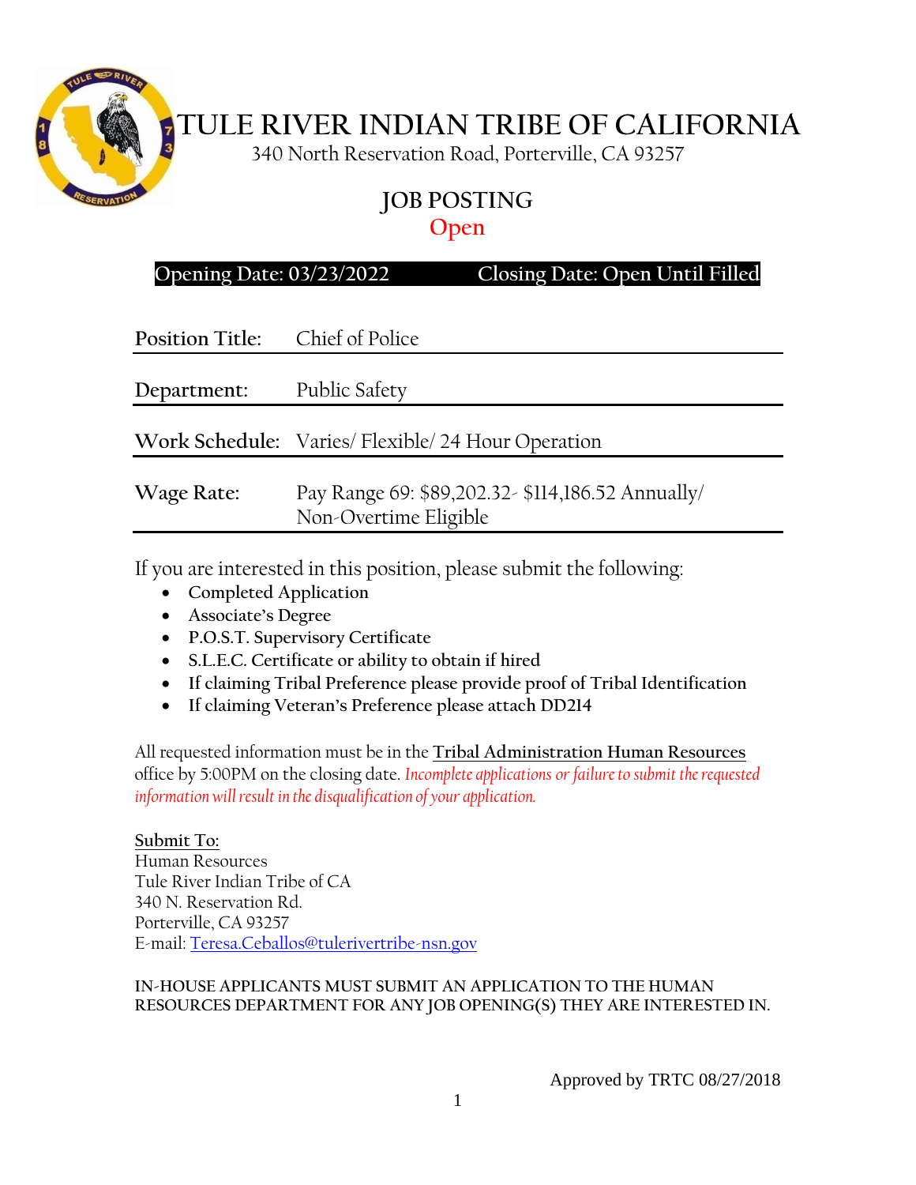# TULE RIVER INDIAN TRIBE OF CALIFORNIA

340 North Reservation Road, Porterville, CA 93257

## JOB POSTING

**Open**

**Opening Date: 03/23/2022 Closing Date: Open Until Filled**

| | |
|---|---|
| **Position Title:** | Chief of Police |
| **Department:** | Public Safety |
| **Work Schedule:** | Varies/ Flexible/ 24 Hour Operation |
| **Wage Rate:** | Pay Range 69: $89,202.32- $114,186.52 Annually/ Non-Overtime Eligible |

If you are interested in this position, please submit the following:

- **Completed Application**
- **Associate's Degree**
- **P.O.S.T. Supervisory Certificate**
- **S.L.E.C. Certificate or ability to obtain if hired**
- **If claiming Tribal Preference please provide proof of Tribal Identification**
- **If claiming Veteran's Preference please attach DD214**

All requested information must be in the **Tribal Administration Human Resources** office by 5:00PM on the closing date. *Incomplete applications or failure to submit the requested information will result in the disqualification of your application.*

**Submit To:**
Human Resources
Tule River Indian Tribe of CA
340 N. Reservation Rd.
Porterville, CA 93257
E-mail: Teresa.Ceballos@tulerivertribe-nsn.gov

**IN-HOUSE APPLICANTS MUST SUBMIT AN APPLICATION TO THE HUMAN RESOURCES DEPARTMENT FOR ANY JOB OPENING(S) THEY ARE INTERESTED IN.**

Approved by TRTC 08/27/2018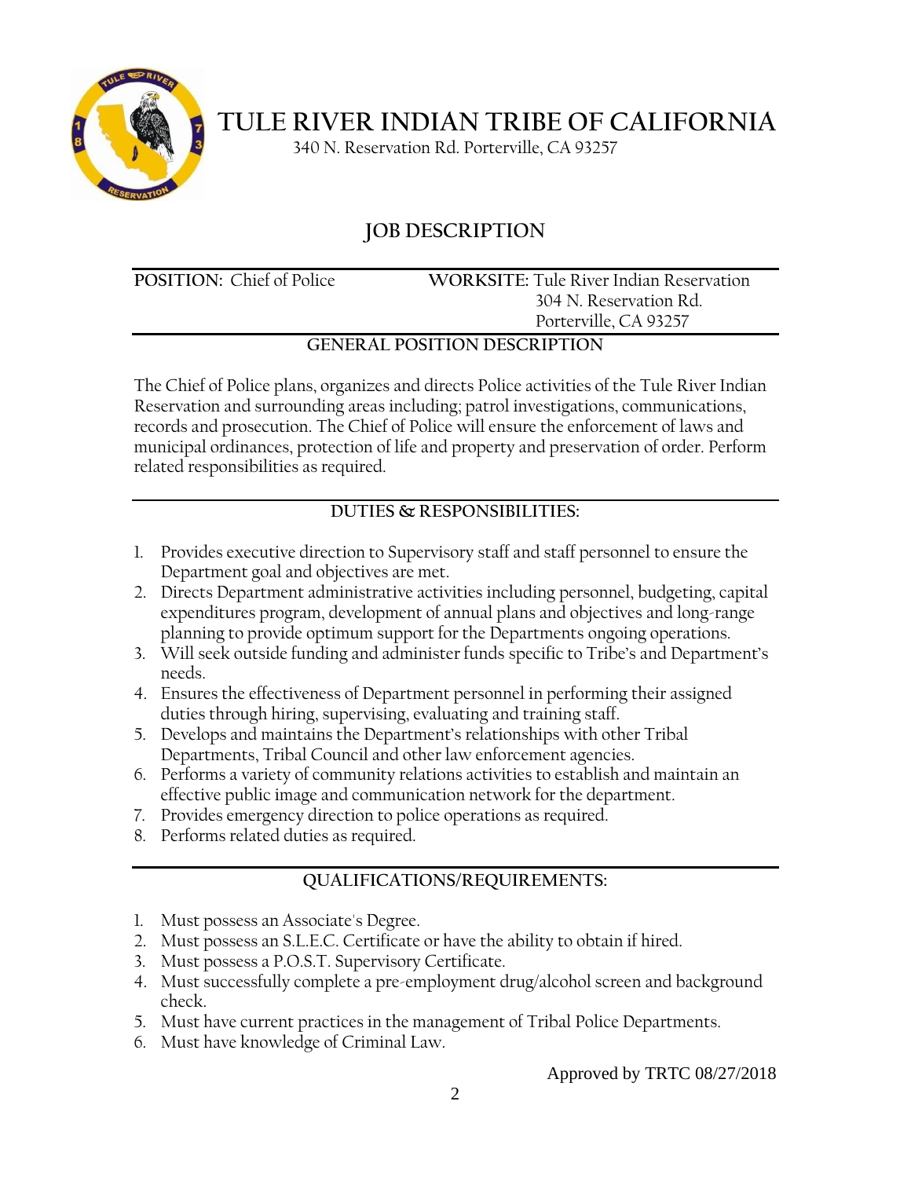# TULE RIVER INDIAN TRIBE OF CALIFORNIA

340 N. Reservation Rd. Porterville, CA 93257

## JOB DESCRIPTION

**POSITION:** Chief of Police

**WORKSITE:** Tule River Indian Reservation
304 N. Reservation Rd.
Porterville, CA 93257

### GENERAL POSITION DESCRIPTION

The Chief of Police plans, organizes and directs Police activities of the Tule River Indian Reservation and surrounding areas including; patrol investigations, communications, records and prosecution. The Chief of Police will ensure the enforcement of laws and municipal ordinances, protection of life and property and preservation of order. Perform related responsibilities as required.

### DUTIES & RESPONSIBILITIES:

1. Provides executive direction to Supervisory staff and staff personnel to ensure the Department goal and objectives are met.
2. Directs Department administrative activities including personnel, budgeting, capital expenditures program, development of annual plans and objectives and long-range planning to provide optimum support for the Departments ongoing operations.
3. Will seek outside funding and administer funds specific to Tribe's and Department's needs.
4. Ensures the effectiveness of Department personnel in performing their assigned duties through hiring, supervising, evaluating and training staff.
5. Develops and maintains the Department's relationships with other Tribal Departments, Tribal Council and other law enforcement agencies.
6. Performs a variety of community relations activities to establish and maintain an effective public image and communication network for the department.
7. Provides emergency direction to police operations as required.
8. Performs related duties as required.

### QUALIFICATIONS/REQUIREMENTS:

1. Must possess an Associate's Degree.
2. Must possess an S.L.E.C. Certificate or have the ability to obtain if hired.
3. Must possess a P.O.S.T. Supervisory Certificate.
4. Must successfully complete a pre-employment drug/alcohol screen and background check.
5. Must have current practices in the management of Tribal Police Departments.
6. Must have knowledge of Criminal Law.

Approved by TRTC 08/27/2018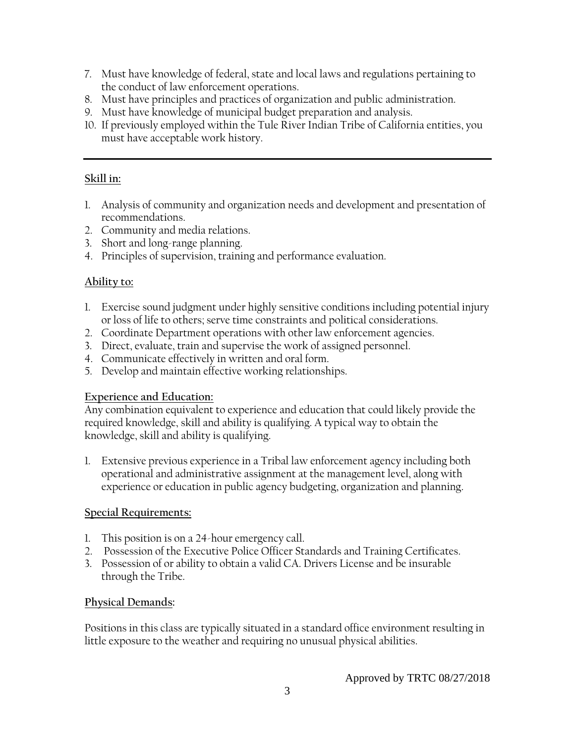7. Must have knowledge of federal, state and local laws and regulations pertaining to the conduct of law enforcement operations.
8. Must have principles and practices of organization and public administration.
9. Must have knowledge of municipal budget preparation and analysis.
10. If previously employed within the Tule River Indian Tribe of California entities, you must have acceptable work history.

---

**Skill in:**

1. Analysis of community and organization needs and development and presentation of recommendations.
2. Community and media relations.
3. Short and long-range planning.
4. Principles of supervision, training and performance evaluation.

**Ability to:**

1. Exercise sound judgment under highly sensitive conditions including potential injury or loss of life to others; serve time constraints and political considerations.
2. Coordinate Department operations with other law enforcement agencies.
3. Direct, evaluate, train and supervise the work of assigned personnel.
4. Communicate effectively in written and oral form.
5. Develop and maintain effective working relationships.

**Experience and Education:**

Any combination equivalent to experience and education that could likely provide the required knowledge, skill and ability is qualifying. A typical way to obtain the knowledge, skill and ability is qualifying.

1. Extensive previous experience in a Tribal law enforcement agency including both operational and administrative assignment at the management level, along with experience or education in public agency budgeting, organization and planning.

**Special Requirements:**

1. This position is on a 24-hour emergency call.
2. Possession of the Executive Police Officer Standards and Training Certificates.
3. Possession of or ability to obtain a valid CA. Drivers License and be insurable through the Tribe.

**Physical Demands:**

Positions in this class are typically situated in a standard office environment resulting in little exposure to the weather and requiring no unusual physical abilities.

Approved by TRTC 08/27/2018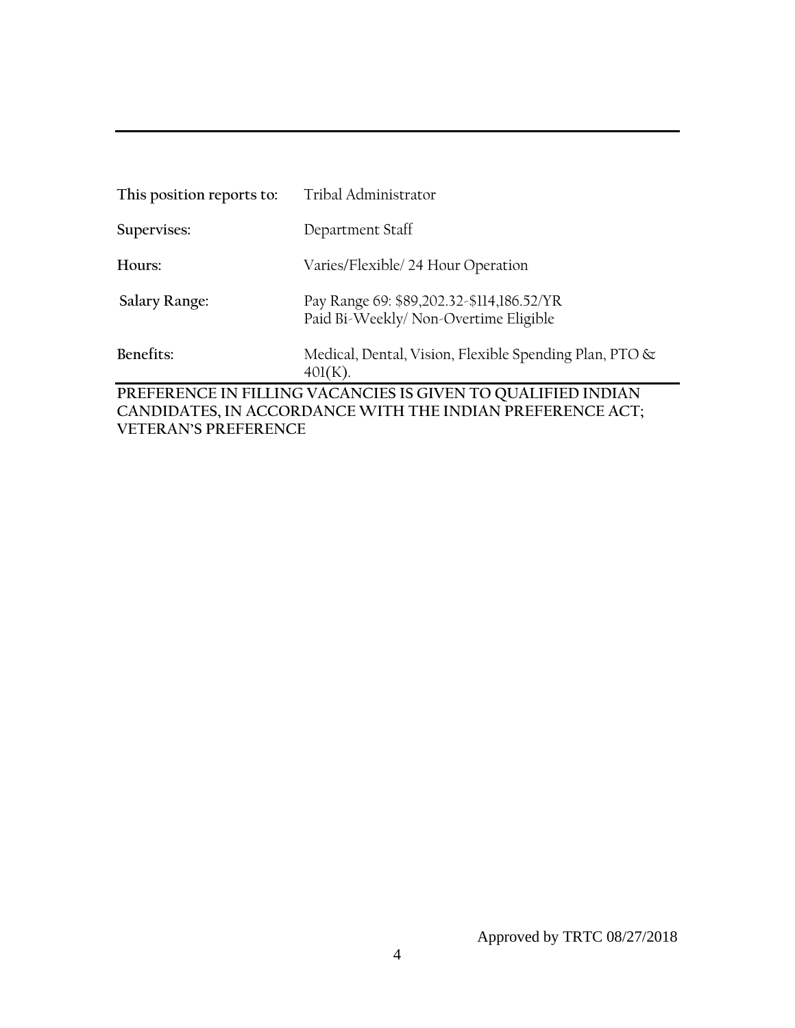| | |
|---|---|
| **This position reports to:** | Tribal Administrator |
| **Supervises:** | Department Staff |
| **Hours:** | Varies/Flexible/ 24 Hour Operation |
| **Salary Range:** | Pay Range 69: $89,202.32-$114,186.52/YR<br>Paid Bi-Weekly/ Non-Overtime Eligible |
| **Benefits:** | Medical, Dental, Vision, Flexible Spending Plan, PTO & 401(K). |

**PREFERENCE IN FILLING VACANCIES IS GIVEN TO QUALIFIED INDIAN CANDIDATES, IN ACCORDANCE WITH THE INDIAN PREFERENCE ACT; VETERAN'S PREFERENCE**

Approved by TRTC 08/27/2018